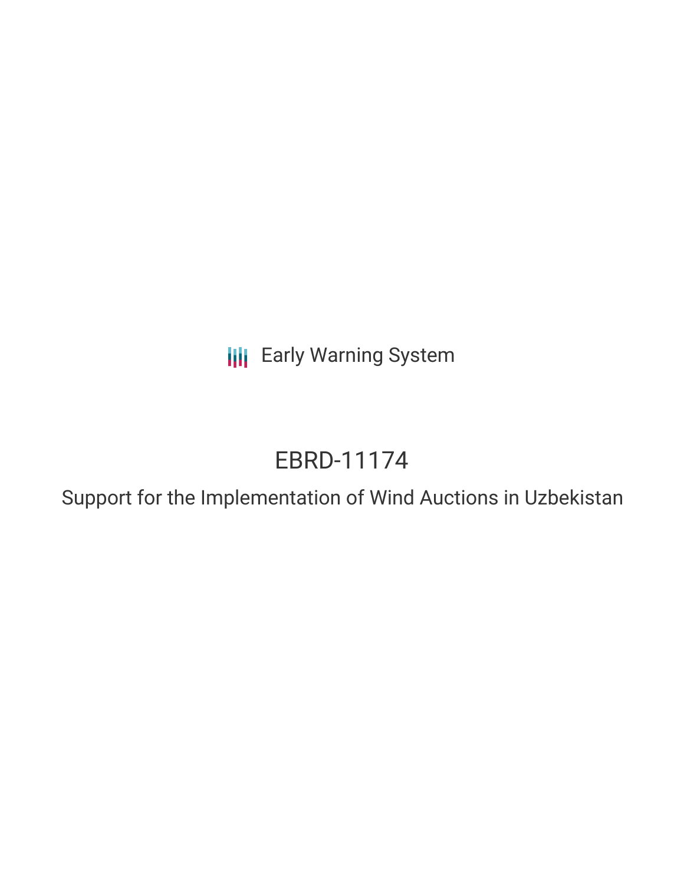Early Warning System

# EBRD-11174

## Support for the Implementation of Wind Auctions in Uzbekistan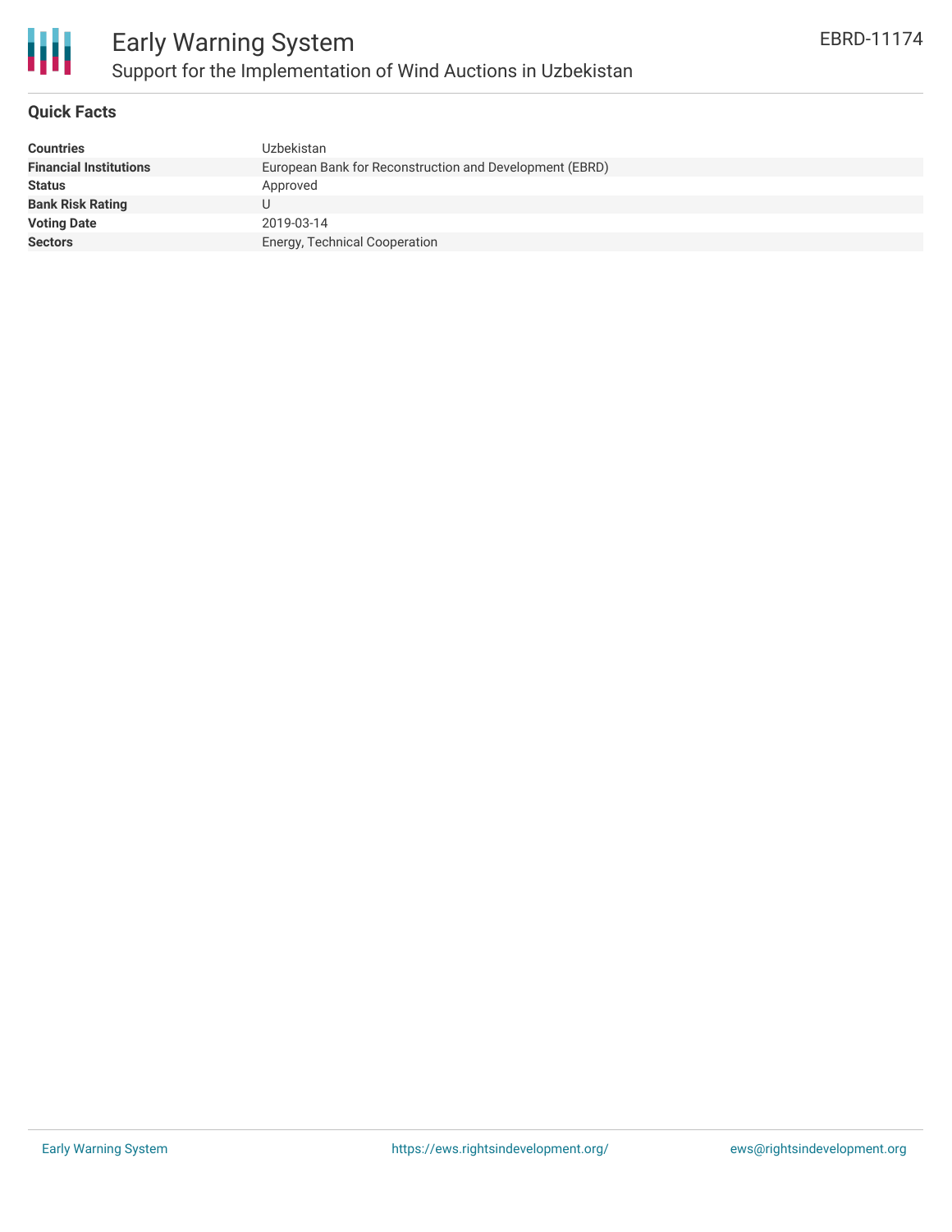# Early Warning System

## Support for the Implementation of Wind Auctions in Uzbekistan

EBRD-11174

### Quick Facts

| | |
|---|---|
| **Countries** | Uzbekistan |
| **Financial Institutions** | European Bank for Reconstruction and Development (EBRD) |
| **Status** | Approved |
| **Bank Risk Rating** | U |
| **Voting Date** | 2019-03-14 |
| **Sectors** | Energy, Technical Cooperation |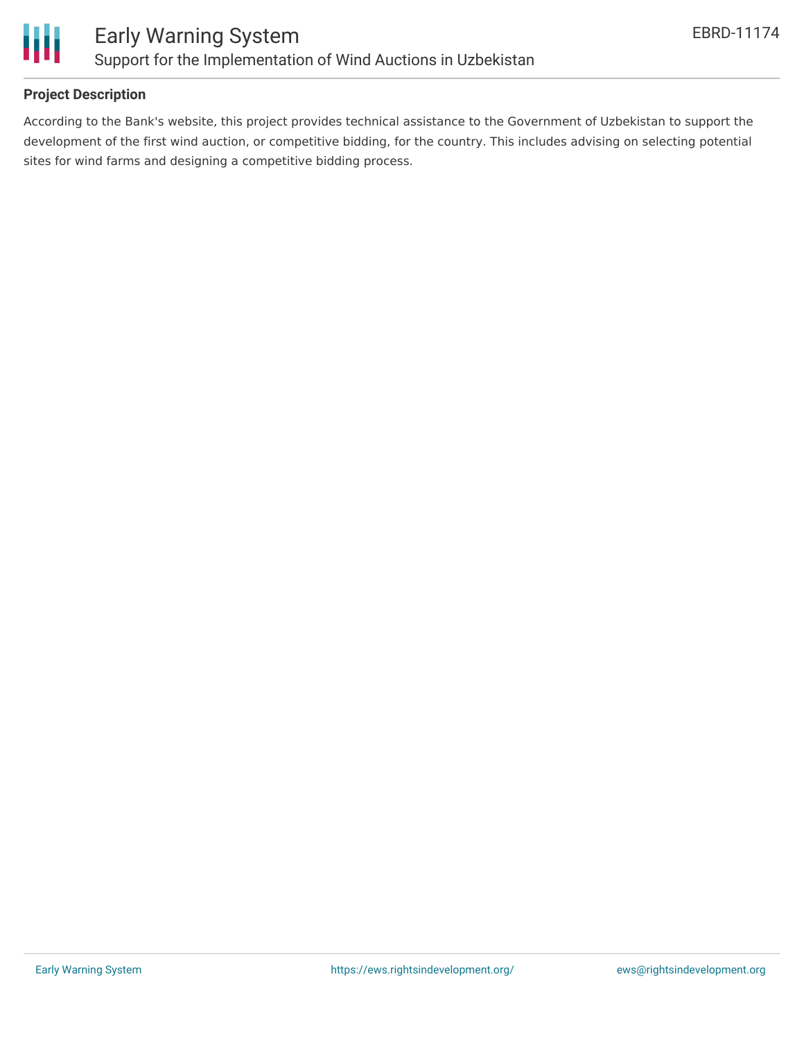## Project Description

According to the Bank's website, this project provides technical assistance to the Government of Uzbekistan to support the development of the first wind auction, or competitive bidding, for the country. This includes advising on selecting potential sites for wind farms and designing a competitive bidding process.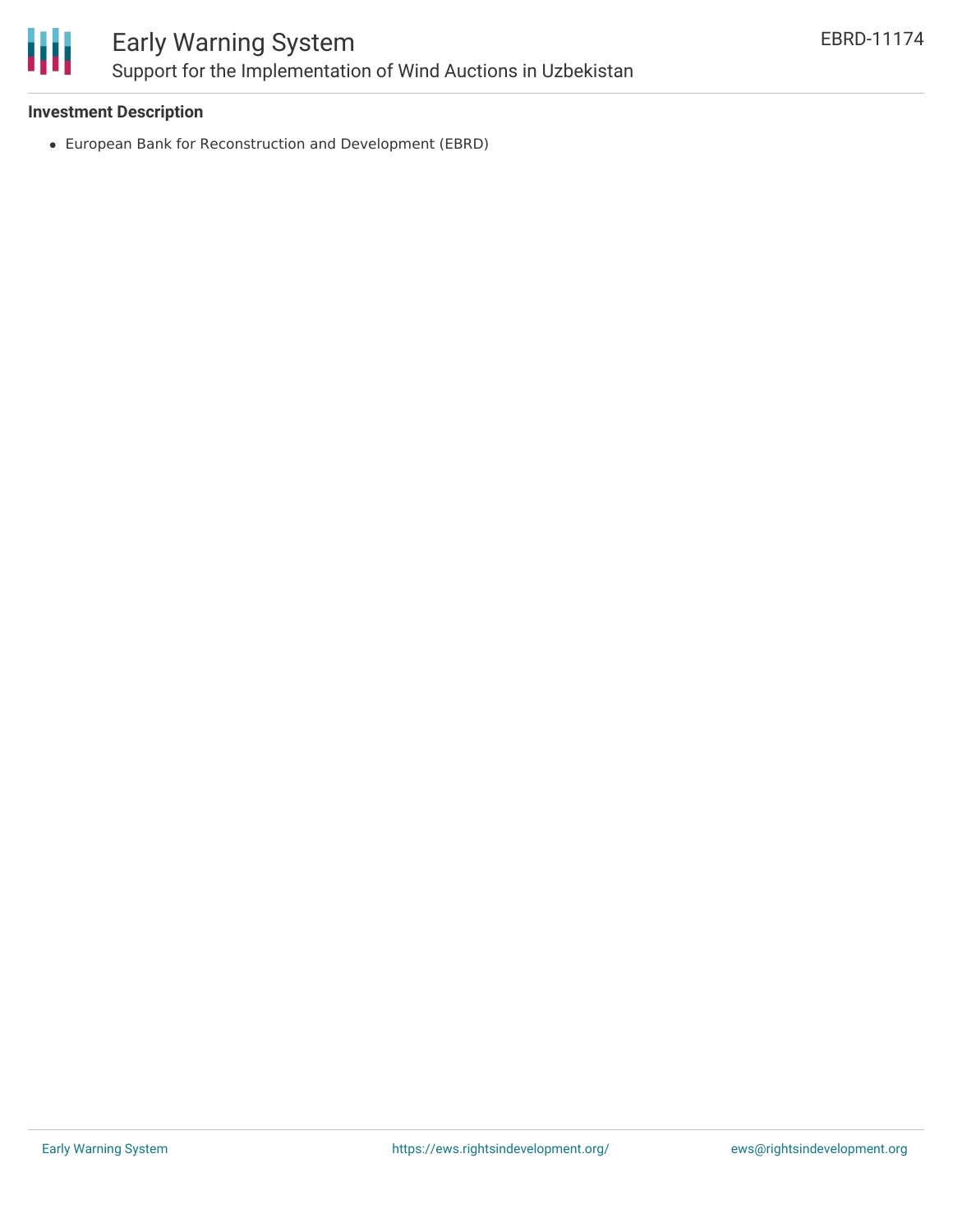**Investment Description**

- European Bank for Reconstruction and Development (EBRD)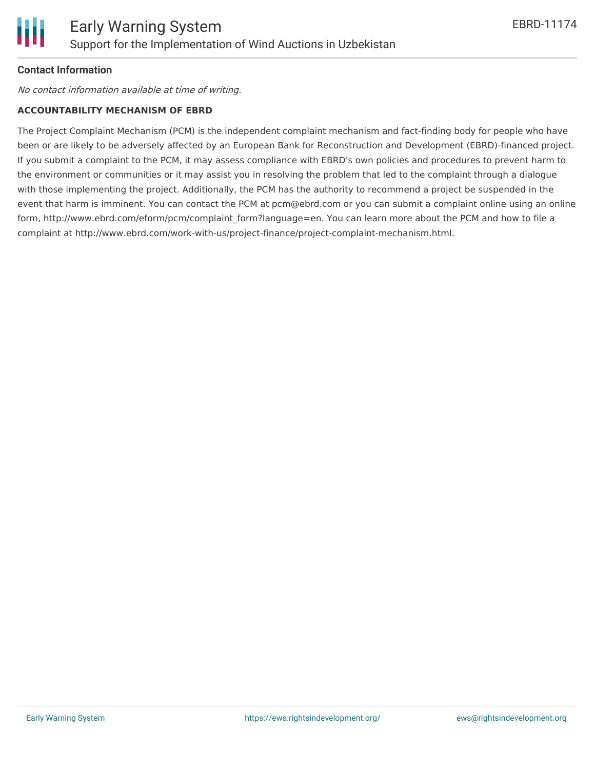**Contact Information**

*No contact information available at time of writing.*

**ACCOUNTABILITY MECHANISM OF EBRD**

The Project Complaint Mechanism (PCM) is the independent complaint mechanism and fact-finding body for people who have been or are likely to be adversely affected by an European Bank for Reconstruction and Development (EBRD)-financed project. If you submit a complaint to the PCM, it may assess compliance with EBRD's own policies and procedures to prevent harm to the environment or communities or it may assist you in resolving the problem that led to the complaint through a dialogue with those implementing the project. Additionally, the PCM has the authority to recommend a project be suspended in the event that harm is imminent. You can contact the PCM at pcm@ebrd.com or you can submit a complaint online using an online form, http://www.ebrd.com/eform/pcm/complaint_form?language=en. You can learn more about the PCM and how to file a complaint at http://www.ebrd.com/work-with-us/project-finance/project-complaint-mechanism.html.